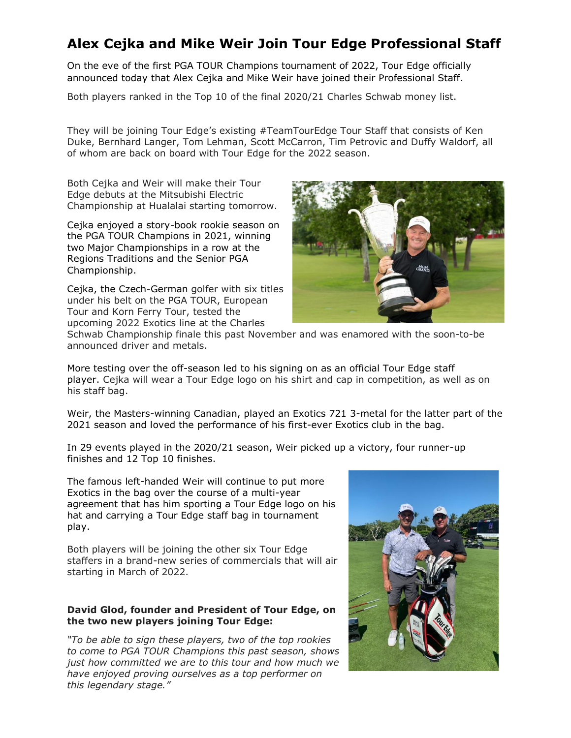# Alex Cejka and Mike Weir Join Tour Edge Professional Staff

On the eve of the first PGA TOUR Champions tournament of 2022, Tour Edge officially announced today that Alex Cejka and Mike Weir have joined their Professional Staff.

Both players ranked in the Top 10 of the final 2020/21 Charles Schwab money list.

They will be joining Tour Edge's existing #TeamTourEdge Tour Staff that consists of Ken Duke, Bernhard Langer, Tom Lehman, Scott McCarron, Tim Petrovic and Duffy Waldorf, all of whom are back on board with Tour Edge for the 2022 season.

Both Cejka and Weir will make their Tour Edge debuts at the Mitsubishi Electric Championship at Hualalai starting tomorrow.

Cejka enjoyed a story-book rookie season on the PGA TOUR Champions in 2021, winning two Major Championships in a row at the Regions Traditions and the Senior PGA Championship.

Cejka, the Czech-German golfer with six titles under his belt on the PGA TOUR, European Tour and Korn Ferry Tour, tested the upcoming 2022 Exotics line at the Charles Schwab Championship finale this past November and was enamored with the soon-to-be announced driver and metals.

More testing over the off-season led to his signing on as an official Tour Edge staff player. Cejka will wear a Tour Edge logo on his shirt and cap in competition, as well as on his staff bag.

Weir, the Masters-winning Canadian, played an Exotics 721 3-metal for the latter part of the 2021 season and loved the performance of his first-ever Exotics club in the bag.

In 29 events played in the 2020/21 season, Weir picked up a victory, four runner-up finishes and 12 Top 10 finishes.

The famous left-handed Weir will continue to put more Exotics in the bag over the course of a multi-year agreement that has him sporting a Tour Edge logo on his hat and carrying a Tour Edge staff bag in tournament play.

Both players will be joining the other six Tour Edge staffers in a brand-new series of commercials that will air starting in March of 2022.

**David Glod, founder and President of Tour Edge, on the two new players joining Tour Edge:**

*"To be able to sign these players, two of the top rookies to come to PGA TOUR Champions this past season, shows just how committed we are to this tour and how much we have enjoyed proving ourselves as a top performer on this legendary stage."*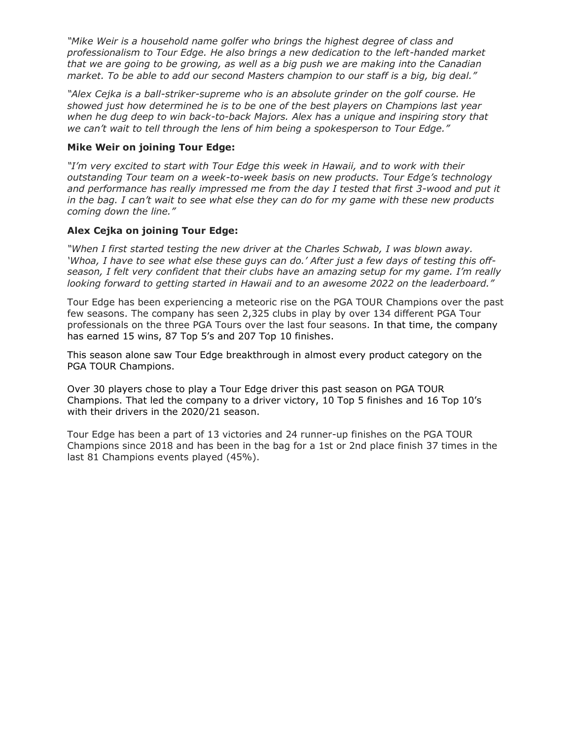*"Mike Weir is a household name golfer who brings the highest degree of class and professionalism to Tour Edge. He also brings a new dedication to the left-handed market that we are going to be growing, as well as a big push we are making into the Canadian market. To be able to add our second Masters champion to our staff is a big, big deal."*

*"Alex Cejka is a ball-striker-supreme who is an absolute grinder on the golf course. He showed just how determined he is to be one of the best players on Champions last year when he dug deep to win back-to-back Majors. Alex has a unique and inspiring story that we can't wait to tell through the lens of him being a spokesperson to Tour Edge."*

**Mike Weir on joining Tour Edge:**

*"I'm very excited to start with Tour Edge this week in Hawaii, and to work with their outstanding Tour team on a week-to-week basis on new products. Tour Edge's technology and performance has really impressed me from the day I tested that first 3-wood and put it in the bag. I can't wait to see what else they can do for my game with these new products coming down the line."*

**Alex Cejka on joining Tour Edge:**

*"When I first started testing the new driver at the Charles Schwab, I was blown away. 'Whoa, I have to see what else these guys can do.' After just a few days of testing this off-season, I felt very confident that their clubs have an amazing setup for my game. I'm really looking forward to getting started in Hawaii and to an awesome 2022 on the leaderboard."*

Tour Edge has been experiencing a meteoric rise on the PGA TOUR Champions over the past few seasons. The company has seen 2,325 clubs in play by over 134 different PGA Tour professionals on the three PGA Tours over the last four seasons. In that time, the company has earned 15 wins, 87 Top 5's and 207 Top 10 finishes.

This season alone saw Tour Edge breakthrough in almost every product category on the PGA TOUR Champions.

Over 30 players chose to play a Tour Edge driver this past season on PGA TOUR Champions. That led the company to a driver victory, 10 Top 5 finishes and 16 Top 10's with their drivers in the 2020/21 season.

Tour Edge has been a part of 13 victories and 24 runner-up finishes on the PGA TOUR Champions since 2018 and has been in the bag for a 1st or 2nd place finish 37 times in the last 81 Champions events played (45%).